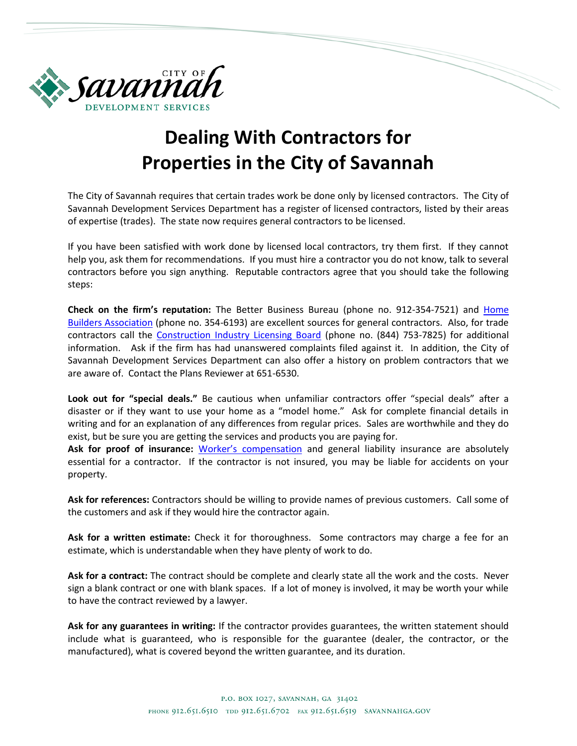# Dealing With Contractors for Properties in the City of Savannah

The City of Savannah requires that certain trades work be done only by licensed contractors. The City of Savannah Development Services Department has a register of licensed contractors, listed by their areas of expertise (trades). The state now requires general contractors to be licensed.

If you have been satisfied with work done by licensed local contractors, try them first. If they cannot help you, ask them for recommendations. If you must hire a contractor you do not know, talk to several contractors before you sign anything. Reputable contractors agree that you should take the following steps:

**Check on the firm's reputation:** The Better Business Bureau (phone no. 912-354-7521) and Home Builders Association (phone no. 354-6193) are excellent sources for general contractors. Also, for trade contractors call the Construction Industry Licensing Board (phone no. (844) 753-7825) for additional information. Ask if the firm has had unanswered complaints filed against it. In addition, the City of Savannah Development Services Department can also offer a history on problem contractors that we are aware of. Contact the Plans Reviewer at 651-6530.

**Look out for "special deals."** Be cautious when unfamiliar contractors offer "special deals" after a disaster or if they want to use your home as a "model home." Ask for complete financial details in writing and for an explanation of any differences from regular prices. Sales are worthwhile and they do exist, but be sure you are getting the services and products you are paying for.

**Ask for proof of insurance:** Worker's compensation and general liability insurance are absolutely essential for a contractor. If the contractor is not insured, you may be liable for accidents on your property.

**Ask for references:** Contractors should be willing to provide names of previous customers. Call some of the customers and ask if they would hire the contractor again.

**Ask for a written estimate:** Check it for thoroughness. Some contractors may charge a fee for an estimate, which is understandable when they have plenty of work to do.

**Ask for a contract:** The contract should be complete and clearly state all the work and the costs. Never sign a blank contract or one with blank spaces. If a lot of money is involved, it may be worth your while to have the contract reviewed by a lawyer.

**Ask for any guarantees in writing:** If the contractor provides guarantees, the written statement should include what is guaranteed, who is responsible for the guarantee (dealer, the contractor, or the manufactured), what is covered beyond the written guarantee, and its duration.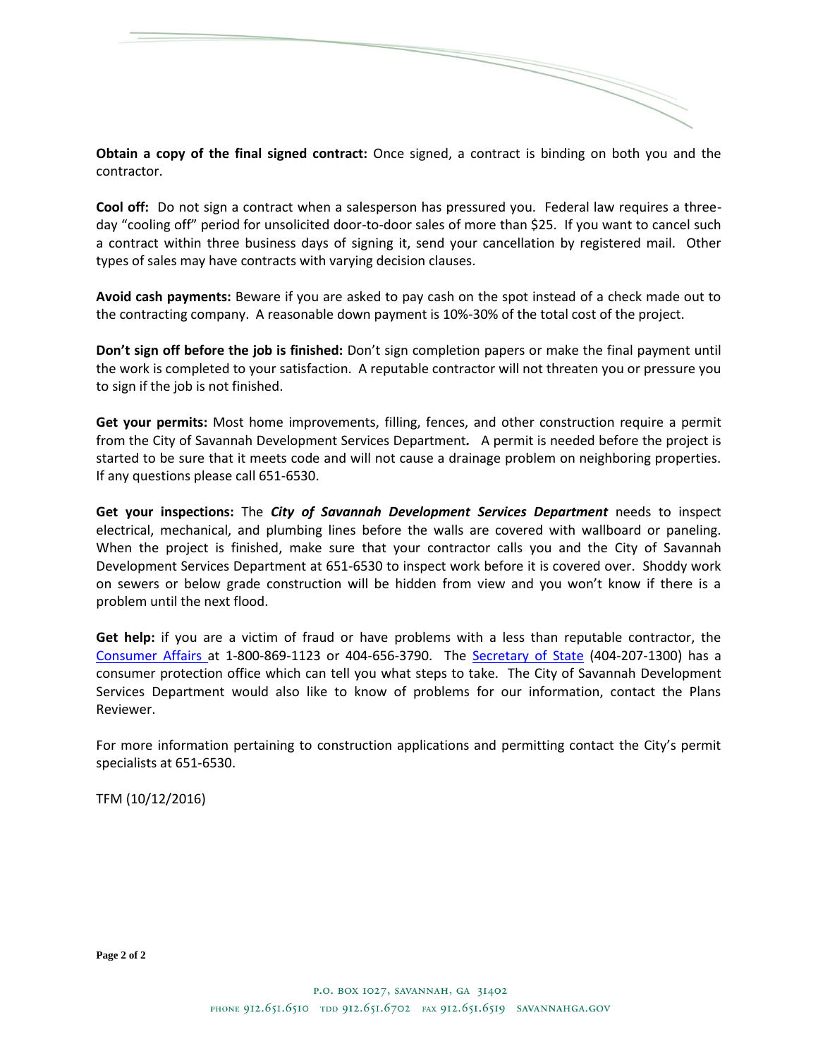**Obtain a copy of the final signed contract:** Once signed, a contract is binding on both you and the contractor.

**Cool off:** Do not sign a contract when a salesperson has pressured you. Federal law requires a three-day "cooling off" period for unsolicited door-to-door sales of more than $25. If you want to cancel such a contract within three business days of signing it, send your cancellation by registered mail. Other types of sales may have contracts with varying decision clauses.

**Avoid cash payments:** Beware if you are asked to pay cash on the spot instead of a check made out to the contracting company. A reasonable down payment is 10%-30% of the total cost of the project.

**Don't sign off before the job is finished:** Don't sign completion papers or make the final payment until the work is completed to your satisfaction. A reputable contractor will not threaten you or pressure you to sign if the job is not finished.

**Get your permits:** Most home improvements, filling, fences, and other construction require a permit from the City of Savannah Development Services Department*.* A permit is needed before the project is started to be sure that it meets code and will not cause a drainage problem on neighboring properties. If any questions please call 651-6530.

**Get your inspections:** The ***City of Savannah Development Services Department*** needs to inspect electrical, mechanical, and plumbing lines before the walls are covered with wallboard or paneling. When the project is finished, make sure that your contractor calls you and the City of Savannah Development Services Department at 651-6530 to inspect work before it is covered over. Shoddy work on sewers or below grade construction will be hidden from view and you won't know if there is a problem until the next flood.

**Get help:** if you are a victim of fraud or have problems with a less than reputable contractor, the Consumer Affairs at 1-800-869-1123 or 404-656-3790. The Secretary of State (404-207-1300) has a consumer protection office which can tell you what steps to take. The City of Savannah Development Services Department would also like to know of problems for our information, contact the Plans Reviewer.

For more information pertaining to construction applications and permitting contact the City's permit specialists at 651-6530.

TFM (10/12/2016)

P.O. BOX 1027, SAVANNAH, GA 31402

PHONE 912.651.6510 TDD 912.651.6702 FAX 912.651.6519 SAVANNAHGA.GOV